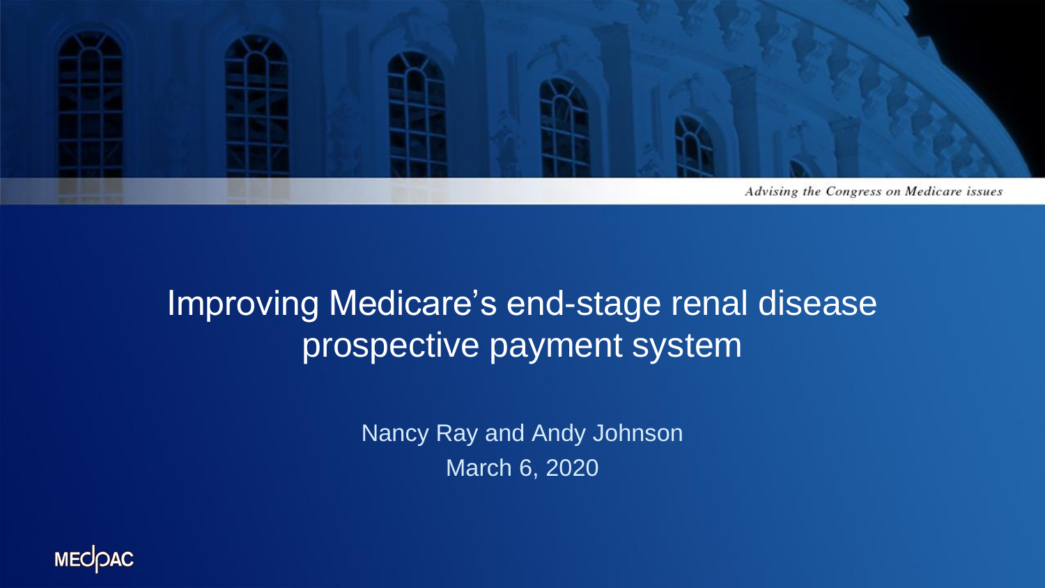Advising the Congress on Medicare issues

# Improving Medicare's end-stage renal disease prospective payment system

Nancy Ray and Andy Johnson

March 6, 2020

MEDPAC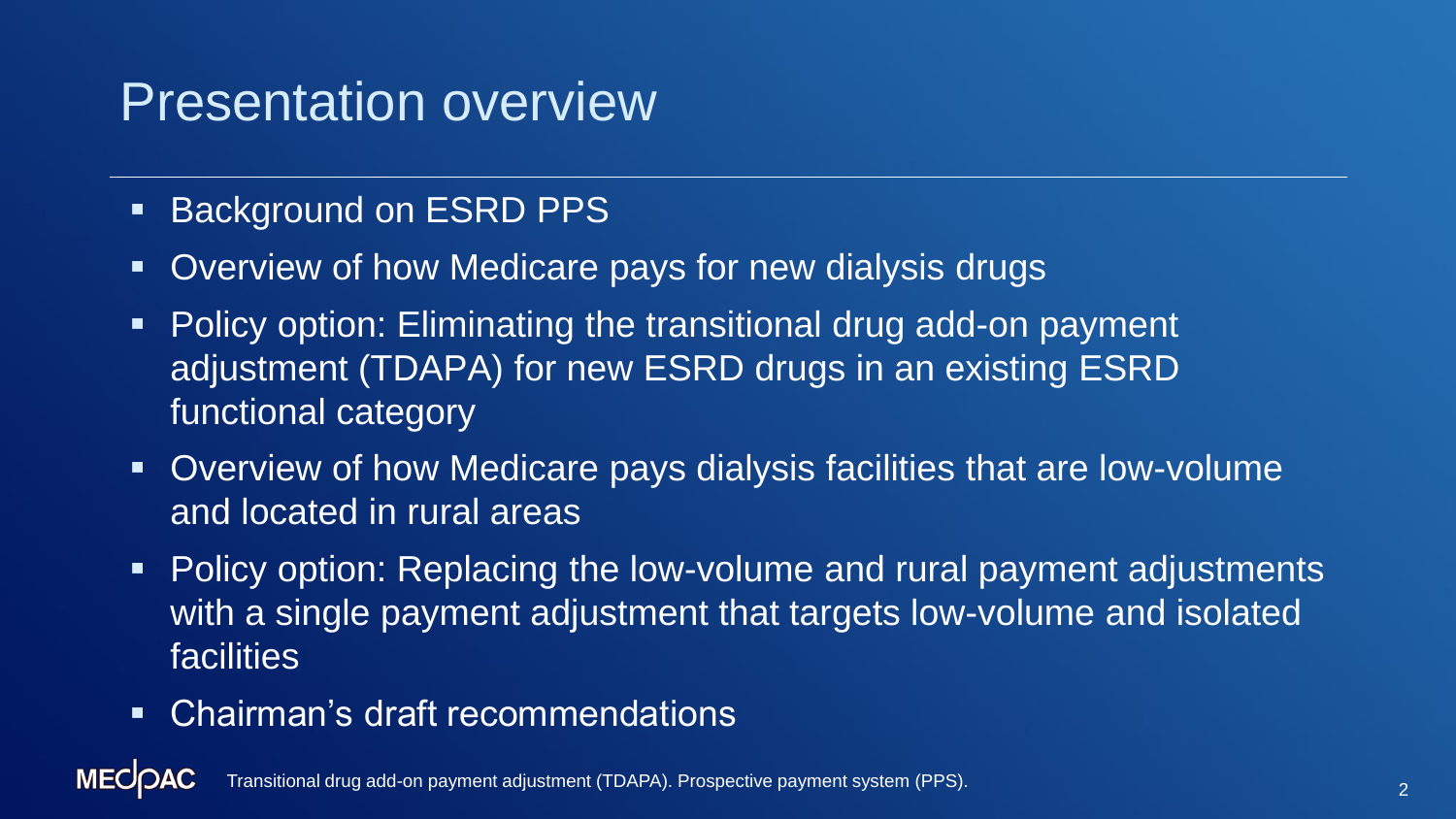# Presentation overview

- Background on ESRD PPS
- Overview of how Medicare pays for new dialysis drugs
- Policy option: Eliminating the transitional drug add-on payment adjustment (TDAPA) for new ESRD drugs in an existing ESRD functional category
- Overview of how Medicare pays dialysis facilities that are low-volume and located in rural areas
- Policy option: Replacing the low-volume and rural payment adjustments with a single payment adjustment that targets low-volume and isolated facilities
- Chairman's draft recommendations

Transitional drug add-on payment adjustment (TDAPA). Prospective payment system (PPS).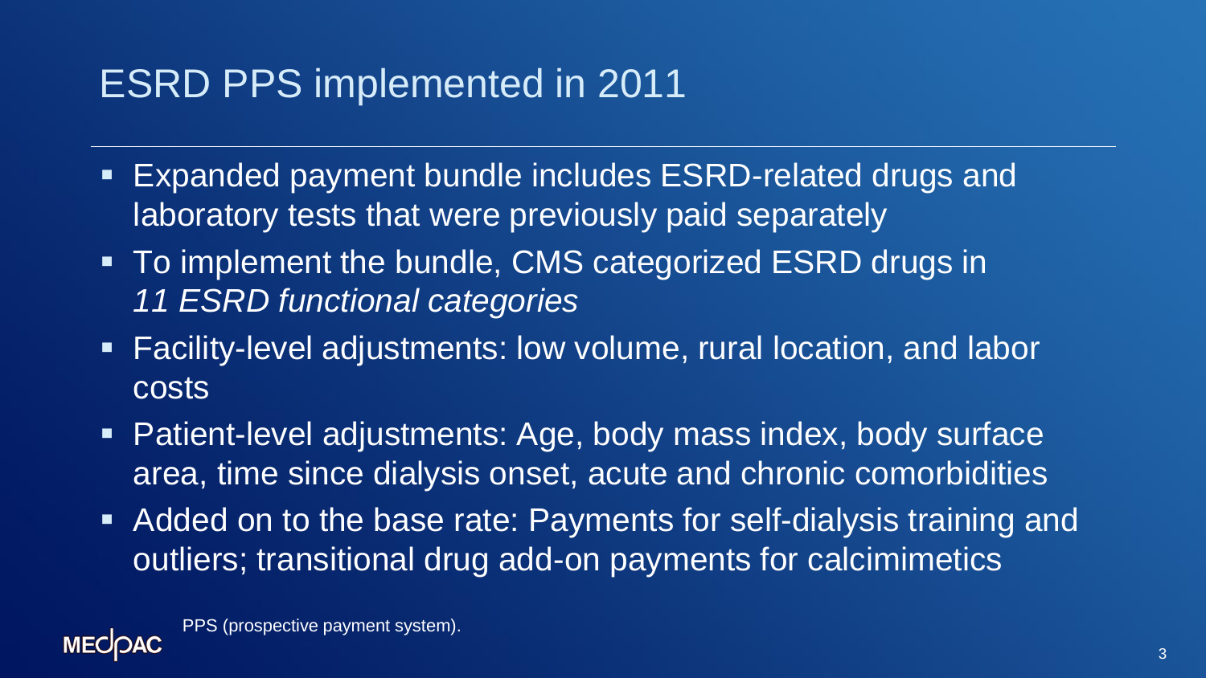# ESRD PPS implemented in 2011

- Expanded payment bundle includes ESRD-related drugs and laboratory tests that were previously paid separately
- To implement the bundle, CMS categorized ESRD drugs in *11 ESRD functional categories*
- Facility-level adjustments: low volume, rural location, and labor costs
- Patient-level adjustments: Age, body mass index, body surface area, time since dialysis onset, acute and chronic comorbidities
- Added on to the base rate: Payments for self-dialysis training and outliers; transitional drug add-on payments for calcimimetics

PPS (prospective payment system).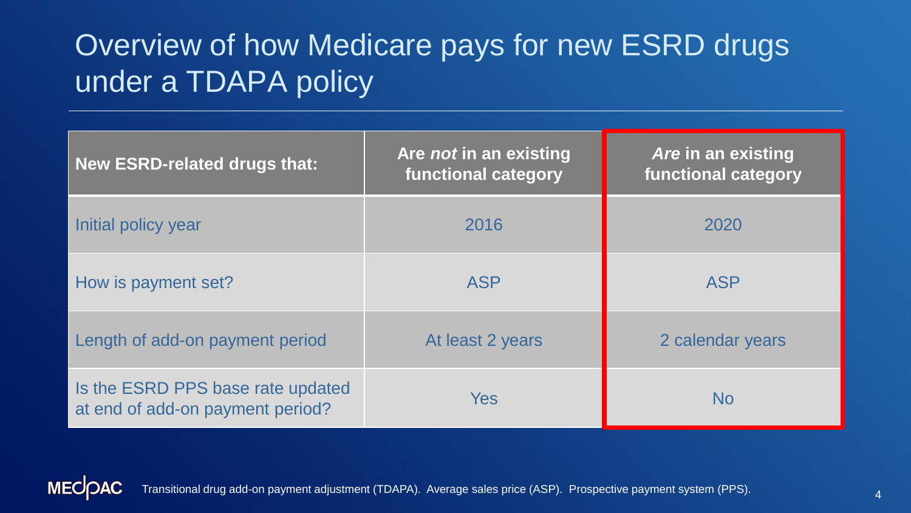# Overview of how Medicare pays for new ESRD drugs under a TDAPA policy

| New ESRD-related drugs that: | Are *not* in an existing functional category | *Are* in an existing functional category |
|---|---|---|
| Initial policy year | 2016 | 2020 |
| How is payment set? | ASP | ASP |
| Length of add-on payment period | At least 2 years | 2 calendar years |
| Is the ESRD PPS base rate updated at end of add-on payment period? | Yes | No |

Transitional drug add-on payment adjustment (TDAPA). Average sales price (ASP). Prospective payment system (PPS).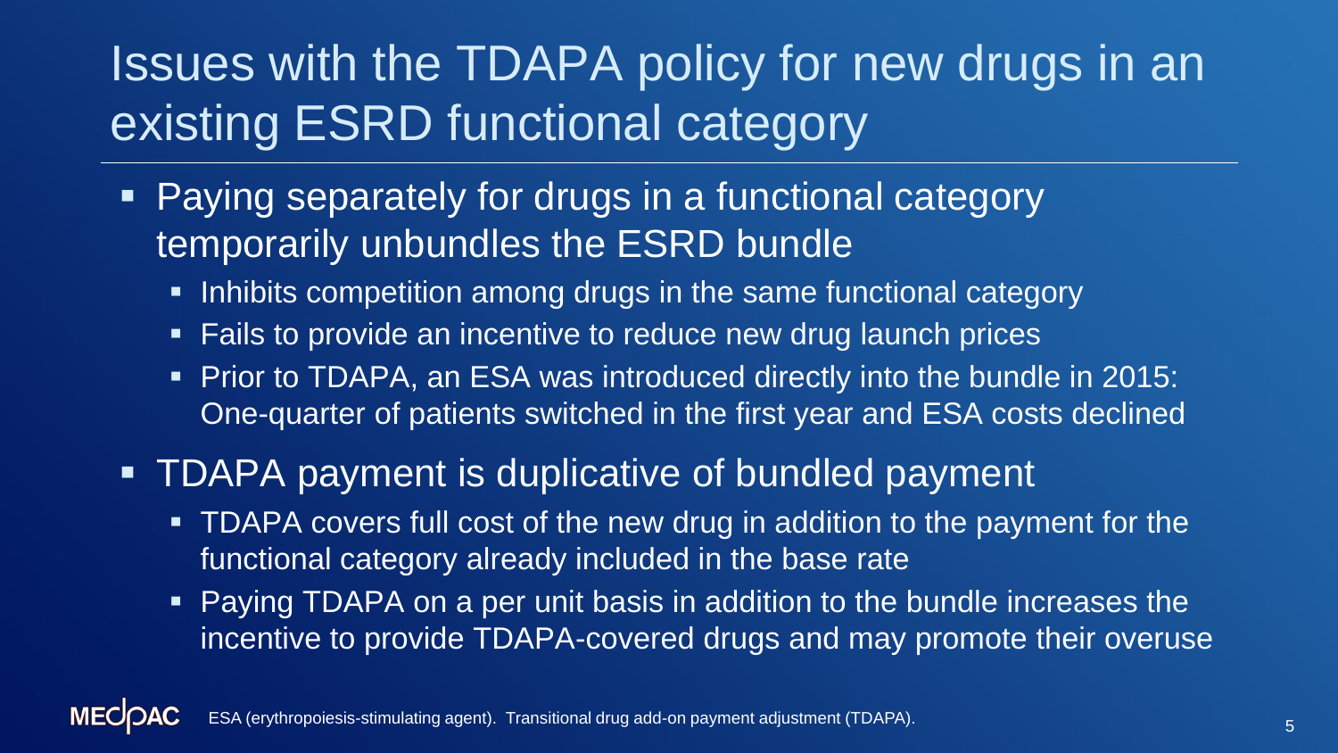# Issues with the TDAPA policy for new drugs in an existing ESRD functional category

- Paying separately for drugs in a functional category temporarily unbundles the ESRD bundle
  - Inhibits competition among drugs in the same functional category
  - Fails to provide an incentive to reduce new drug launch prices
  - Prior to TDAPA, an ESA was introduced directly into the bundle in 2015: One-quarter of patients switched in the first year and ESA costs declined
- TDAPA payment is duplicative of bundled payment
  - TDAPA covers full cost of the new drug in addition to the payment for the functional category already included in the base rate
  - Paying TDAPA on a per unit basis in addition to the bundle increases the incentive to provide TDAPA-covered drugs and may promote their overuse

ESA (erythropoiesis-stimulating agent). Transitional drug add-on payment adjustment (TDAPA).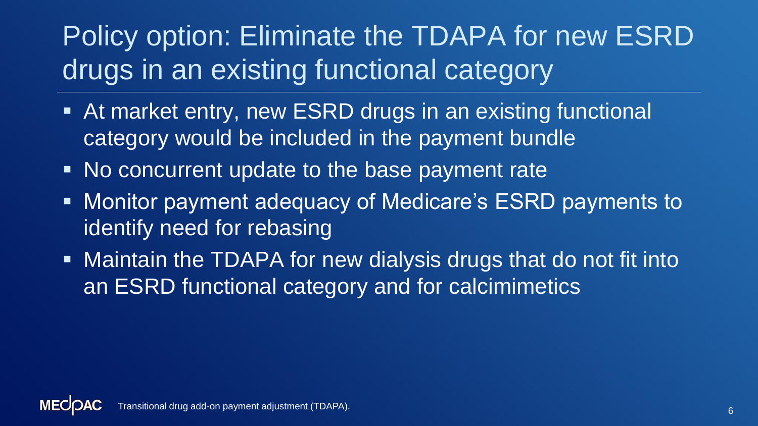# Policy option: Eliminate the TDAPA for new ESRD drugs in an existing functional category

- At market entry, new ESRD drugs in an existing functional category would be included in the payment bundle
- No concurrent update to the base payment rate
- Monitor payment adequacy of Medicare's ESRD payments to identify need for rebasing
- Maintain the TDAPA for new dialysis drugs that do not fit into an ESRD functional category and for calcimimetics

Transitional drug add-on payment adjustment (TDAPA).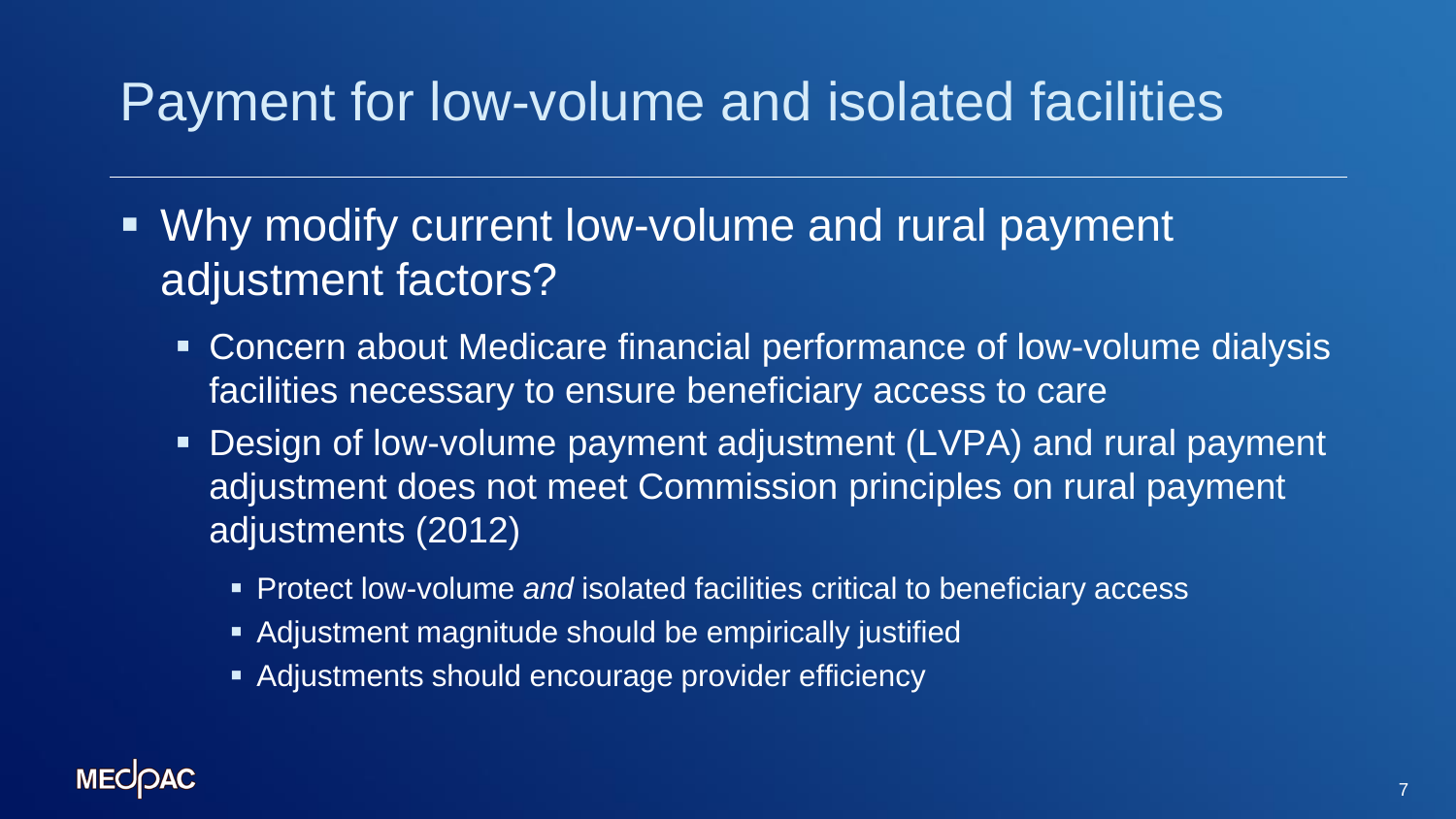# Payment for low-volume and isolated facilities

- Why modify current low-volume and rural payment adjustment factors?
  - Concern about Medicare financial performance of low-volume dialysis facilities necessary to ensure beneficiary access to care
  - Design of low-volume payment adjustment (LVPA) and rural payment adjustment does not meet Commission principles on rural payment adjustments (2012)
    - Protect low-volume *and* isolated facilities critical to beneficiary access
    - Adjustment magnitude should be empirically justified
    - Adjustments should encourage provider efficiency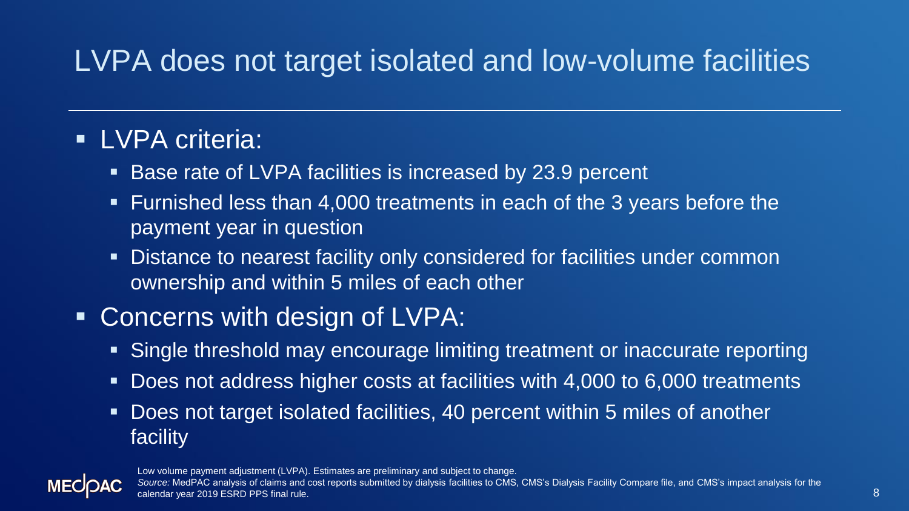# LVPA does not target isolated and low-volume facilities

- LVPA criteria:
  - Base rate of LVPA facilities is increased by 23.9 percent
  - Furnished less than 4,000 treatments in each of the 3 years before the payment year in question
  - Distance to nearest facility only considered for facilities under common ownership and within 5 miles of each other
- Concerns with design of LVPA:
  - Single threshold may encourage limiting treatment or inaccurate reporting
  - Does not address higher costs at facilities with 4,000 to 6,000 treatments
  - Does not target isolated facilities, 40 percent within 5 miles of another facility

Low volume payment adjustment (LVPA). Estimates are preliminary and subject to change.
*Source:* MedPAC analysis of claims and cost reports submitted by dialysis facilities to CMS, CMS's Dialysis Facility Compare file, and CMS's impact analysis for the calendar year 2019 ESRD PPS final rule.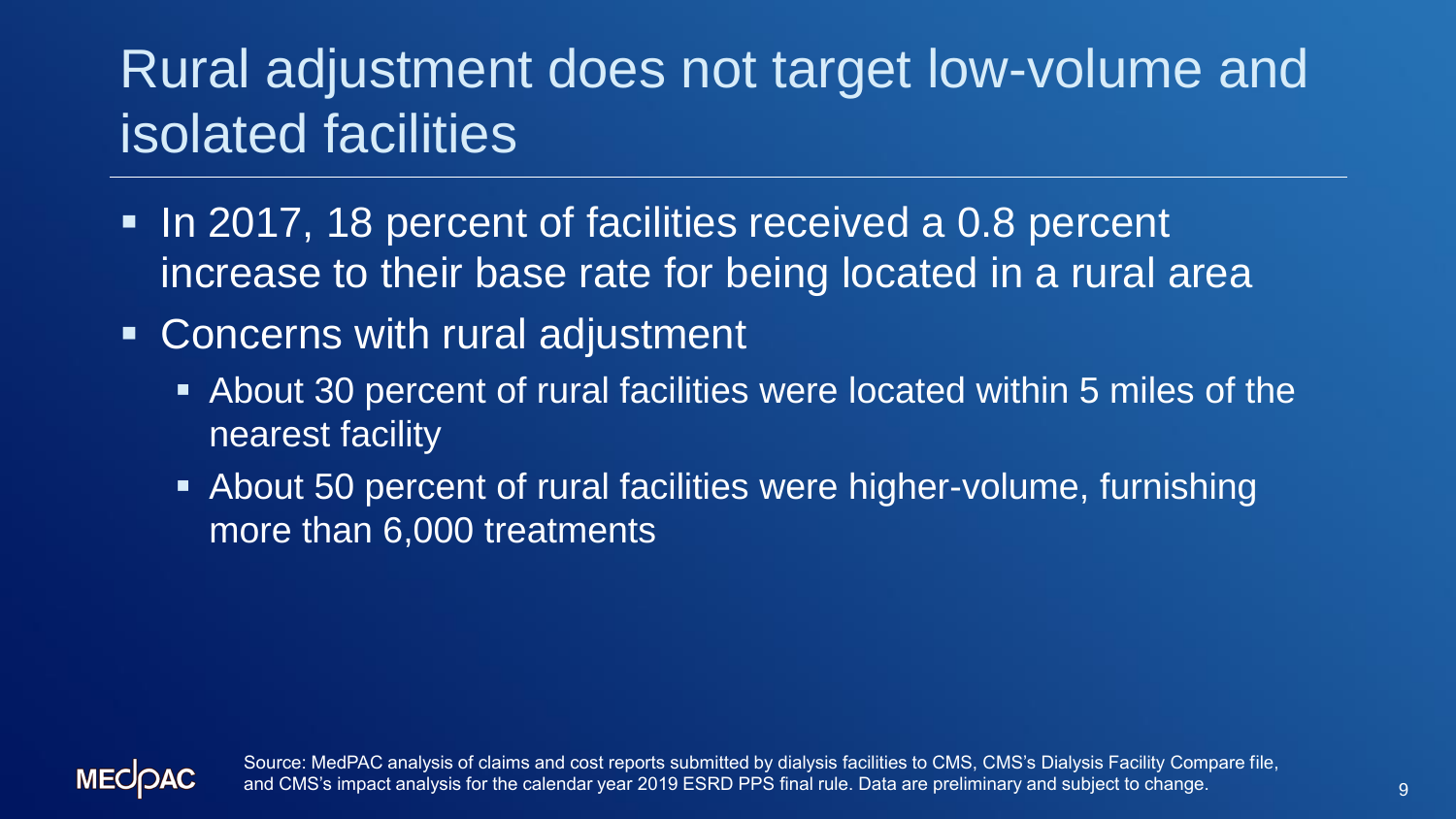# Rural adjustment does not target low-volume and isolated facilities

- In 2017, 18 percent of facilities received a 0.8 percent increase to their base rate for being located in a rural area
- Concerns with rural adjustment
  - About 30 percent of rural facilities were located within 5 miles of the nearest facility
  - About 50 percent of rural facilities were higher-volume, furnishing more than 6,000 treatments

Source: MedPAC analysis of claims and cost reports submitted by dialysis facilities to CMS, CMS's Dialysis Facility Compare file, and CMS's impact analysis for the calendar year 2019 ESRD PPS final rule. Data are preliminary and subject to change.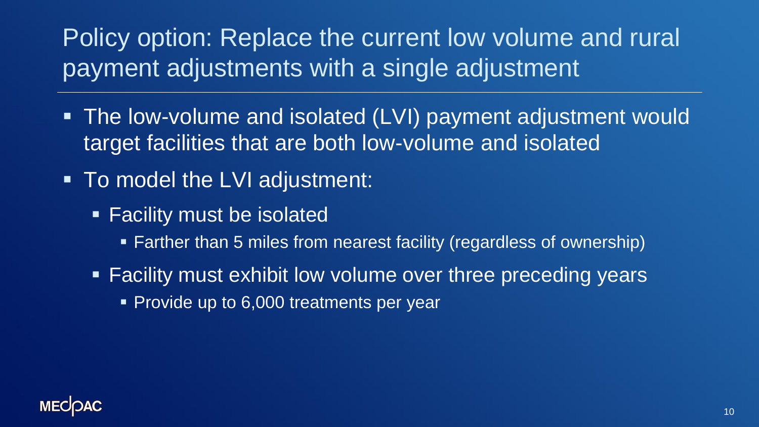# Policy option: Replace the current low volume and rural payment adjustments with a single adjustment

- The low-volume and isolated (LVI) payment adjustment would target facilities that are both low-volume and isolated
- To model the LVI adjustment:
  - Facility must be isolated
    - Farther than 5 miles from nearest facility (regardless of ownership)
  - Facility must exhibit low volume over three preceding years
    - Provide up to 6,000 treatments per year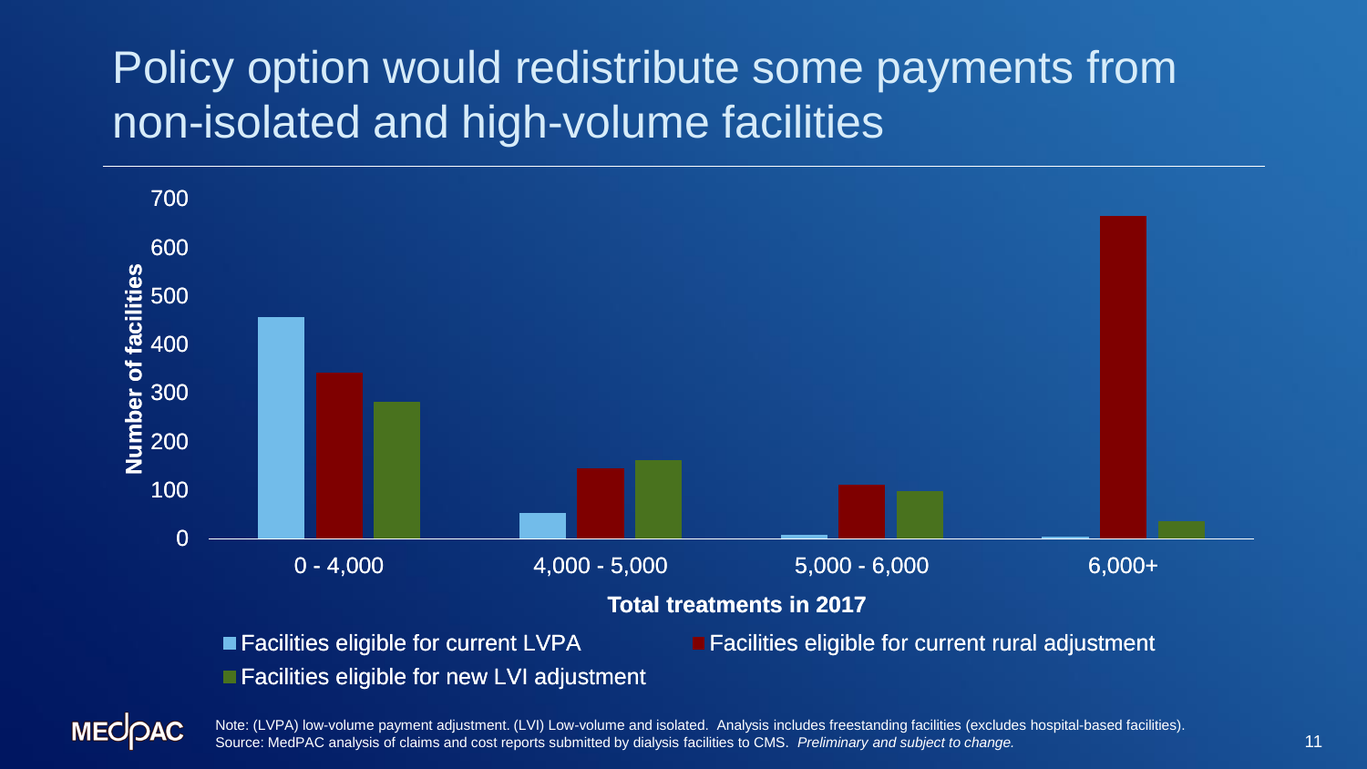# Policy option would redistribute some payments from non-isolated and high-volume facilities

Number of facilities

700
600
500
400
300
200
100
0

0 - 4,000 | 4,000 - 5,000 | 5,000 - 6,000 | 6,000+

**Total treatments in 2017**

- Facilities eligible for current LVPA
- Facilities eligible for current rural adjustment
- Facilities eligible for new LVI adjustment

Note: (LVPA) low-volume payment adjustment. (LVI) Low-volume and isolated. Analysis includes freestanding facilities (excludes hospital-based facilities).
Source: MedPAC analysis of claims and cost reports submitted by dialysis facilities to CMS. *Preliminary and subject to change.*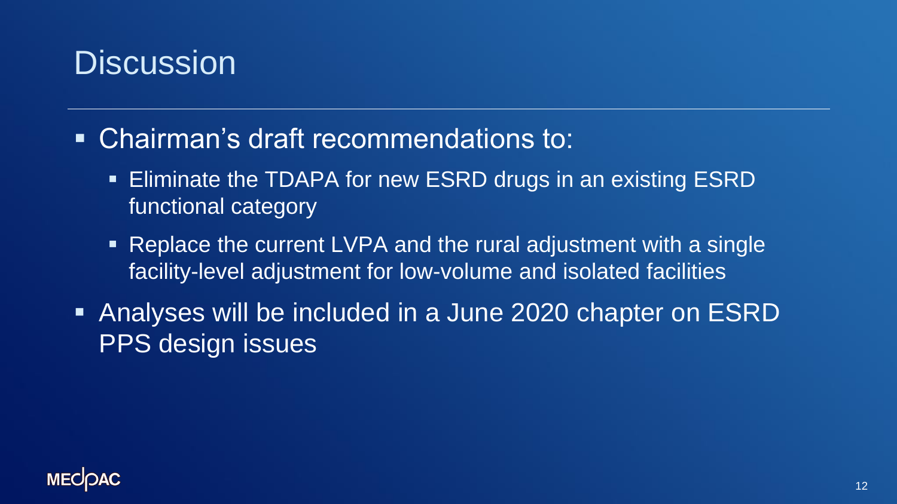# Discussion

- Chairman's draft recommendations to:
  - Eliminate the TDAPA for new ESRD drugs in an existing ESRD functional category
  - Replace the current LVPA and the rural adjustment with a single facility-level adjustment for low-volume and isolated facilities
- Analyses will be included in a June 2020 chapter on ESRD PPS design issues